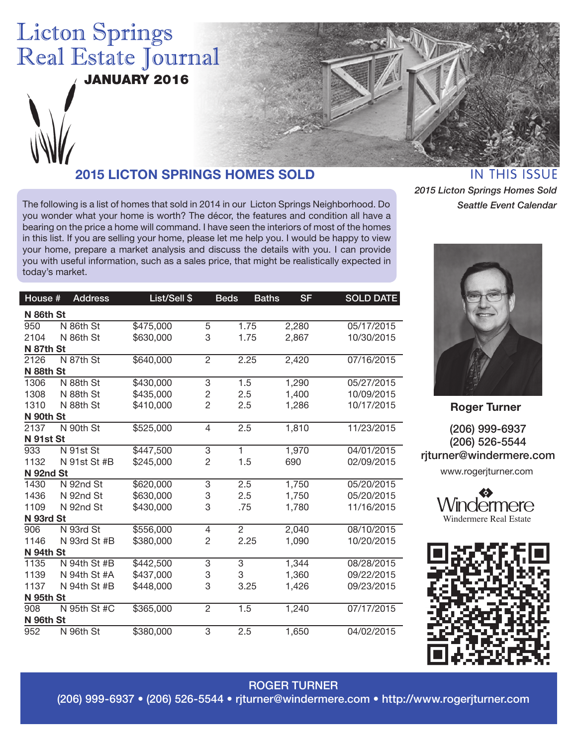# Licton Springs Real Estate Journal

**JANUARY 2016**

## 2015 LICTON SPRINGS HOMES SOLD

The following is a list of homes that sold in 2014 in our Licton Springs Neighborhood. Do you wonder what your home is worth? The décor, the features and condition all have a bearing on the price a home will command. I have seen the interiors of most of the homes in this list. If you are selling your home, please let me help you. I would be happy to view your home, prepare a market analysis and discuss the details with you. I can provide you with useful information, such as a sales price, that might be realistically expected in today's market.

| House # | Address | List/Sell $ | Beds | Baths | SF | SOLD DATE |
|---|---|---|---|---|---|---|
| **N 86th St** | | | | | | |
| 950 | N 86th St | $475,000 | 5 | 1.75 | 2,280 | 05/17/2015 |
| 2104 | N 86th St | $630,000 | 3 | 1.75 | 2,867 | 10/30/2015 |
| **N 87th St** | | | | | | |
| 2126 | N 87th St | $640,000 | 2 | 2.25 | 2,420 | 07/16/2015 |
| **N 88th St** | | | | | | |
| 1306 | N 88th St | $430,000 | 3 | 1.5 | 1,290 | 05/27/2015 |
| 1308 | N 88th St | $435,000 | 2 | 2.5 | 1,400 | 10/09/2015 |
| 1310 | N 88th St | $410,000 | 2 | 2.5 | 1,286 | 10/17/2015 |
| **N 90th St** | | | | | | |
| 2137 | N 90th St | $525,000 | 4 | 2.5 | 1,810 | 11/23/2015 |
| **N 91st St** | | | | | | |
| 933 | N 91st St | $447,500 | 3 | 1 | 1,970 | 04/01/2015 |
| 1132 | N 91st St #B | $245,000 | 2 | 1.5 | 690 | 02/09/2015 |
| **N 92nd St** | | | | | | |
| 1430 | N 92nd St | $620,000 | 3 | 2.5 | 1,750 | 05/20/2015 |
| 1436 | N 92nd St | $630,000 | 3 | 2.5 | 1,750 | 05/20/2015 |
| 1109 | N 92nd St | $430,000 | 3 | .75 | 1,780 | 11/16/2015 |
| **N 93rd St** | | | | | | |
| 906 | N 93rd St | $556,000 | 4 | 2 | 2,040 | 08/10/2015 |
| 1146 | N 93rd St #B | $380,000 | 2 | 2.25 | 1,090 | 10/20/2015 |
| **N 94th St** | | | | | | |
| 1135 | N 94th St #B | $442,500 | 3 | 3 | 1,344 | 08/28/2015 |
| 1139 | N 94th St #A | $437,000 | 3 | 3 | 1,360 | 09/22/2015 |
| 1137 | N 94th St #B | $448,000 | 3 | 3.25 | 1,426 | 09/23/2015 |
| **N 95th St** | | | | | | |
| 908 | N 95th St #C | $365,000 | 2 | 1.5 | 1,240 | 07/17/2015 |
| **N 96th St** | | | | | | |
| 952 | N 96th St | $380,000 | 3 | 2.5 | 1,650 | 04/02/2015 |

## IN THIS ISSUE

*2015 Licton Springs Homes Sold*

*Seattle Event Calendar*

**Roger Turner**

(206) 999-6937
(206) 526-5544
rjturner@windermere.com
www.rogerjturner.com

Windermere
Windermere Real Estate

**ROGER TURNER**
(206) 999-6937 • (206) 526-5544 • rjturner@windermere.com • http://www.rogerjturner.com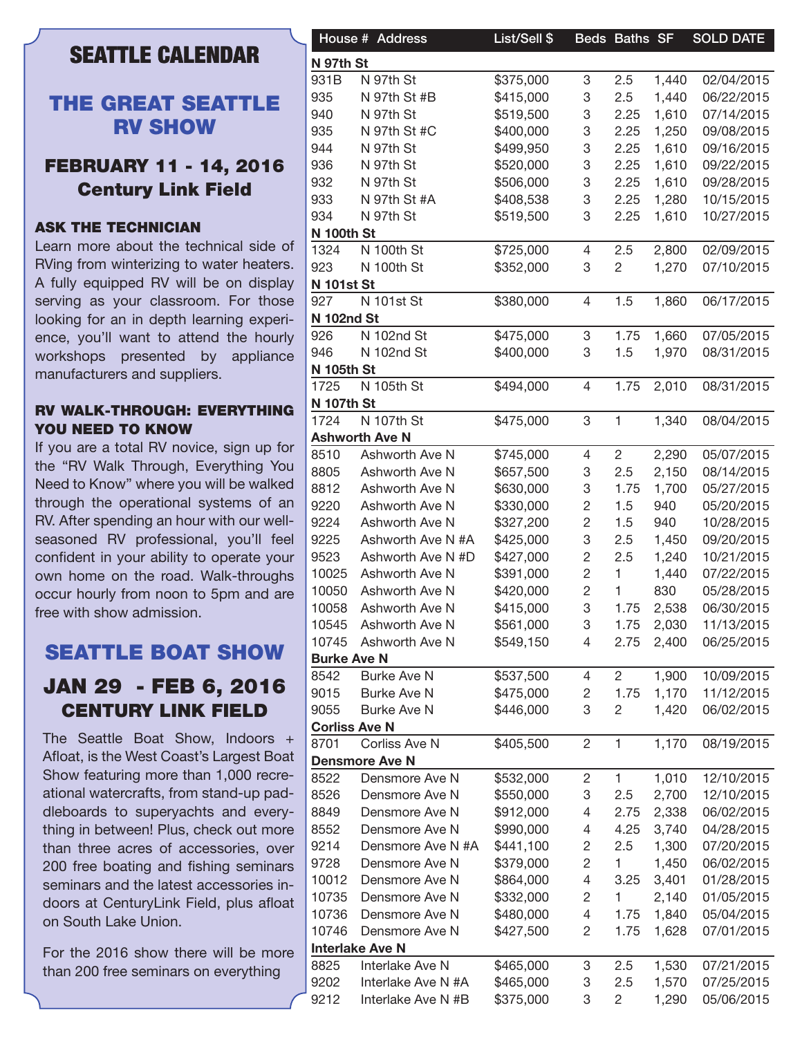# SEATTLE CALENDAR

## THE GREAT SEATTLE RV SHOW

### FEBRUARY 11 - 14, 2016
### Century Link Field

**ASK THE TECHNICIAN**

Learn more about the technical side of RVing from winterizing to water heaters. A fully equipped RV will be on display serving as your classroom. For those looking for an in depth learning experience, you'll want to attend the hourly workshops presented by appliance manufacturers and suppliers.

**RV WALK-THROUGH: EVERYTHING YOU NEED TO KNOW**

If you are a total RV novice, sign up for the "RV Walk Through, Everything You Need to Know" where you will be walked through the operational systems of an RV. After spending an hour with our well-seasoned RV professional, you'll feel confident in your ability to operate your own home on the road. Walk-throughs occur hourly from noon to 5pm and are free with show admission.

## SEATTLE BOAT SHOW

### JAN 29 - FEB 6, 2016
### CENTURY LINK FIELD

The Seattle Boat Show, Indoors + Afloat, is the West Coast's Largest Boat Show featuring more than 1,000 recreational watercrafts, from stand-up paddleboards to superyachts and everything in between! Plus, check out more than three acres of accessories, over 200 free boating and fishing seminars seminars and the latest accessories indoors at CenturyLink Field, plus afloat on South Lake Union.

For the 2016 show there will be more than 200 free seminars on everything

| House # | Address | List/Sell $ | Beds | Baths | SF | SOLD DATE |
|---|---|---|---|---|---|---|
| **N 97th St** | | | | | | |
| 931B | N 97th St | $375,000 | 3 | 2.5 | 1,440 | 02/04/2015 |
| 935 | N 97th St #B | $415,000 | 3 | 2.5 | 1,440 | 06/22/2015 |
| 940 | N 97th St | $519,500 | 3 | 2.25 | 1,610 | 07/14/2015 |
| 935 | N 97th St #C | $400,000 | 3 | 2.25 | 1,250 | 09/08/2015 |
| 944 | N 97th St | $499,950 | 3 | 2.25 | 1,610 | 09/16/2015 |
| 936 | N 97th St | $520,000 | 3 | 2.25 | 1,610 | 09/22/2015 |
| 932 | N 97th St | $506,000 | 3 | 2.25 | 1,610 | 09/28/2015 |
| 933 | N 97th St #A | $408,538 | 3 | 2.25 | 1,280 | 10/15/2015 |
| 934 | N 97th St | $519,500 | 3 | 2.25 | 1,610 | 10/27/2015 |
| **N 100th St** | | | | | | |
| 1324 | N 100th St | $725,000 | 4 | 2.5 | 2,800 | 02/09/2015 |
| 923 | N 100th St | $352,000 | 3 | 2 | 1,270 | 07/10/2015 |
| **N 101st St** | | | | | | |
| 927 | N 101st St | $380,000 | 4 | 1.5 | 1,860 | 06/17/2015 |
| **N 102nd St** | | | | | | |
| 926 | N 102nd St | $475,000 | 3 | 1.75 | 1,660 | 07/05/2015 |
| 946 | N 102nd St | $400,000 | 3 | 1.5 | 1,970 | 08/31/2015 |
| **N 105th St** | | | | | | |
| 1725 | N 105th St | $494,000 | 4 | 1.75 | 2,010 | 08/31/2015 |
| **N 107th St** | | | | | | |
| 1724 | N 107th St | $475,000 | 3 | 1 | 1,340 | 08/04/2015 |
| **Ashworth Ave N** | | | | | | |
| 8510 | Ashworth Ave N | $745,000 | 4 | 2 | 2,290 | 05/07/2015 |
| 8805 | Ashworth Ave N | $657,500 | 3 | 2.5 | 2,150 | 08/14/2015 |
| 8812 | Ashworth Ave N | $630,000 | 3 | 1.75 | 1,700 | 05/27/2015 |
| 9220 | Ashworth Ave N | $330,000 | 2 | 1.5 | 940 | 05/20/2015 |
| 9224 | Ashworth Ave N | $327,200 | 2 | 1.5 | 940 | 10/28/2015 |
| 9225 | Ashworth Ave N #A | $425,000 | 3 | 2.5 | 1,450 | 09/20/2015 |
| 9523 | Ashworth Ave N #D | $427,000 | 2 | 2.5 | 1,240 | 10/21/2015 |
| 10025 | Ashworth Ave N | $391,000 | 2 | 1 | 1,440 | 07/22/2015 |
| 10050 | Ashworth Ave N | $420,000 | 2 | 1 | 830 | 05/28/2015 |
| 10058 | Ashworth Ave N | $415,000 | 3 | 1.75 | 2,538 | 06/30/2015 |
| 10545 | Ashworth Ave N | $561,000 | 3 | 1.75 | 2,030 | 11/13/2015 |
| 10745 | Ashworth Ave N | $549,150 | 4 | 2.75 | 2,400 | 06/25/2015 |
| **Burke Ave N** | | | | | | |
| 8542 | Burke Ave N | $537,500 | 4 | 2 | 1,900 | 10/09/2015 |
| 9015 | Burke Ave N | $475,000 | 2 | 1.75 | 1,170 | 11/12/2015 |
| 9055 | Burke Ave N | $446,000 | 3 | 2 | 1,420 | 06/02/2015 |
| **Corliss Ave N** | | | | | | |
| 8701 | Corliss Ave N | $405,500 | 2 | 1 | 1,170 | 08/19/2015 |
| **Densmore Ave N** | | | | | | |
| 8522 | Densmore Ave N | $532,000 | 2 | 1 | 1,010 | 12/10/2015 |
| 8526 | Densmore Ave N | $550,000 | 3 | 2.5 | 2,700 | 12/10/2015 |
| 8849 | Densmore Ave N | $912,000 | 4 | 2.75 | 2,338 | 06/02/2015 |
| 8552 | Densmore Ave N | $990,000 | 4 | 4.25 | 3,740 | 04/28/2015 |
| 9214 | Densmore Ave N #A | $441,100 | 2 | 2.5 | 1,300 | 07/20/2015 |
| 9728 | Densmore Ave N | $379,000 | 2 | 1 | 1,450 | 06/02/2015 |
| 10012 | Densmore Ave N | $864,000 | 4 | 3.25 | 3,401 | 01/28/2015 |
| 10735 | Densmore Ave N | $332,000 | 2 | 1 | 2,140 | 01/05/2015 |
| 10736 | Densmore Ave N | $480,000 | 4 | 1.75 | 1,840 | 05/04/2015 |
| 10746 | Densmore Ave N | $427,500 | 2 | 1.75 | 1,628 | 07/01/2015 |
| **Interlake Ave N** | | | | | | |
| 8825 | Interlake Ave N | $465,000 | 3 | 2.5 | 1,530 | 07/21/2015 |
| 9202 | Interlake Ave N #A | $465,000 | 3 | 2.5 | 1,570 | 07/25/2015 |
| 9212 | Interlake Ave N #B | $375,000 | 3 | 2 | 1,290 | 05/06/2015 |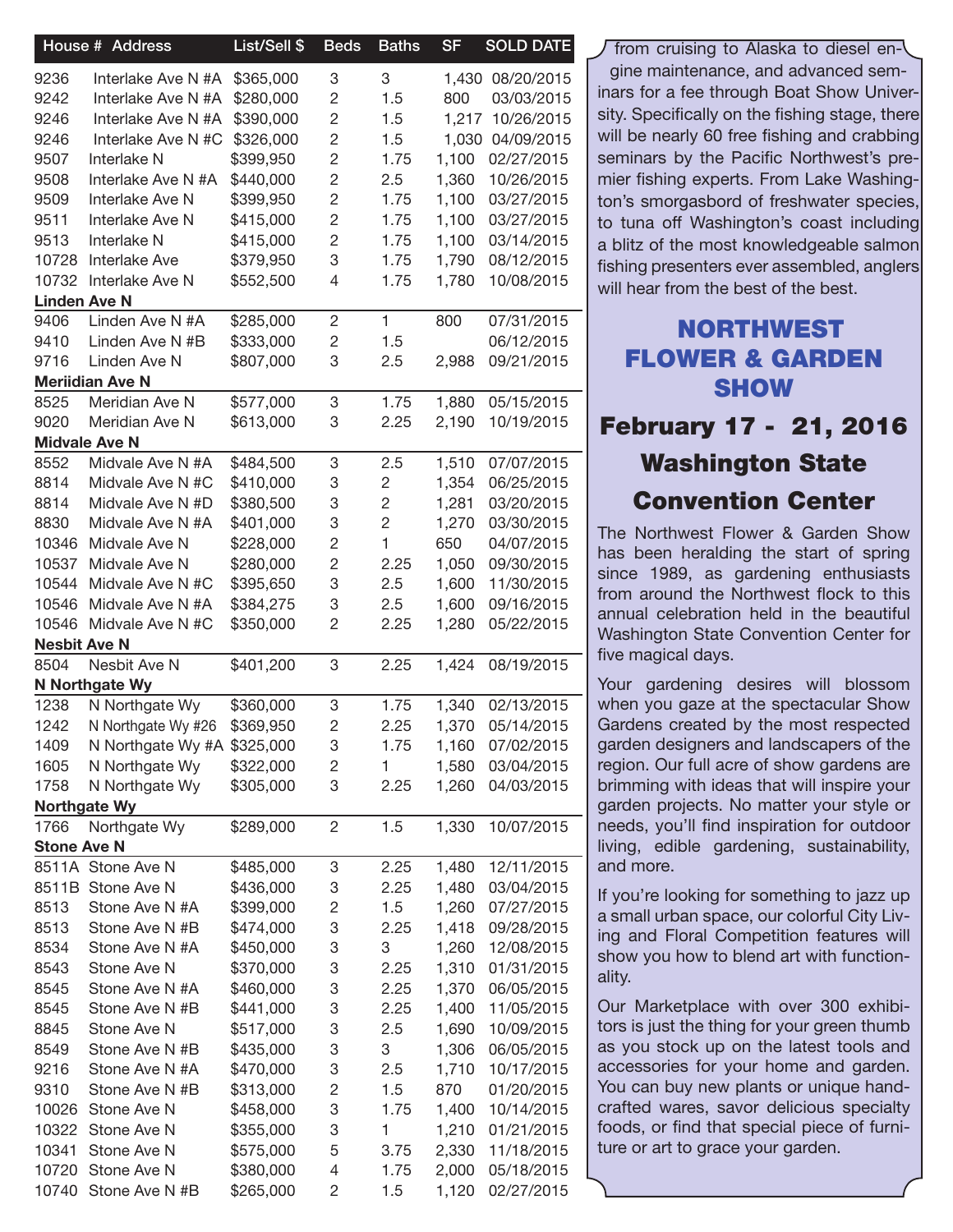| House # | Address | List/Sell $ | Beds | Baths | SF | SOLD DATE |
|---|---|---|---|---|---|---|
| 9236 | Interlake Ave N #A | $365,000 | 3 | 3 | 1,430 | 08/20/2015 |
| 9242 | Interlake Ave N #A | $280,000 | 2 | 1.5 | 800 | 03/03/2015 |
| 9246 | Interlake Ave N #A | $390,000 | 2 | 1.5 | 1,217 | 10/26/2015 |
| 9246 | Interlake Ave N #C | $326,000 | 2 | 1.5 | 1,030 | 04/09/2015 |
| 9507 | Interlake N | $399,950 | 2 | 1.75 | 1,100 | 02/27/2015 |
| 9508 | Interlake Ave N #A | $440,000 | 2 | 2.5 | 1,360 | 10/26/2015 |
| 9509 | Interlake Ave N | $399,950 | 2 | 1.75 | 1,100 | 03/27/2015 |
| 9511 | Interlake Ave N | $415,000 | 2 | 1.75 | 1,100 | 03/27/2015 |
| 9513 | Interlake N | $415,000 | 2 | 1.75 | 1,100 | 03/14/2015 |
| 10728 | Interlake Ave | $379,950 | 3 | 1.75 | 1,790 | 08/12/2015 |
| 10732 | Interlake Ave N | $552,500 | 4 | 1.75 | 1,780 | 10/08/2015 |
| **Linden Ave N** | | | | | | |
| 9406 | Linden Ave N #A | $285,000 | 2 | 1 | 800 | 07/31/2015 |
| 9410 | Linden Ave N #B | $333,000 | 2 | 1.5 | | 06/12/2015 |
| 9716 | Linden Ave N | $807,000 | 3 | 2.5 | 2,988 | 09/21/2015 |
| **Meriidian Ave N** | | | | | | |
| 8525 | Meridian Ave N | $577,000 | 3 | 1.75 | 1,880 | 05/15/2015 |
| 9020 | Meridian Ave N | $613,000 | 3 | 2.25 | 2,190 | 10/19/2015 |
| **Midvale Ave N** | | | | | | |
| 8552 | Midvale Ave N #A | $484,500 | 3 | 2.5 | 1,510 | 07/07/2015 |
| 8814 | Midvale Ave N #C | $410,000 | 3 | 2 | 1,354 | 06/25/2015 |
| 8814 | Midvale Ave N #D | $380,500 | 3 | 2 | 1,281 | 03/20/2015 |
| 8830 | Midvale Ave N #A | $401,000 | 3 | 2 | 1,270 | 03/30/2015 |
| 10346 | Midvale Ave N | $228,000 | 2 | 1 | 650 | 04/07/2015 |
| 10537 | Midvale Ave N | $280,000 | 2 | 2.25 | 1,050 | 09/30/2015 |
| 10544 | Midvale Ave N #C | $395,650 | 3 | 2.5 | 1,600 | 11/30/2015 |
| 10546 | Midvale Ave N #A | $384,275 | 3 | 2.5 | 1,600 | 09/16/2015 |
| 10546 | Midvale Ave N #C | $350,000 | 2 | 2.25 | 1,280 | 05/22/2015 |
| **Nesbit Ave N** | | | | | | |
| 8504 | Nesbit Ave N | $401,200 | 3 | 2.25 | 1,424 | 08/19/2015 |
| **N Northgate Wy** | | | | | | |
| 1238 | N Northgate Wy | $360,000 | 3 | 1.75 | 1,340 | 02/13/2015 |
| 1242 | N Northgate Wy #26 | $369,950 | 2 | 2.25 | 1,370 | 05/14/2015 |
| 1409 | N Northgate Wy #A | $325,000 | 3 | 1.75 | 1,160 | 07/02/2015 |
| 1605 | N Northgate Wy | $322,000 | 2 | 1 | 1,580 | 03/04/2015 |
| 1758 | N Northgate Wy | $305,000 | 3 | 2.25 | 1,260 | 04/03/2015 |
| **Northgate Wy** | | | | | | |
| 1766 | Northgate Wy | $289,000 | 2 | 1.5 | 1,330 | 10/07/2015 |
| **Stone Ave N** | | | | | | |
| 8511A | Stone Ave N | $485,000 | 3 | 2.25 | 1,480 | 12/11/2015 |
| 8511B | Stone Ave N | $436,000 | 3 | 2.25 | 1,480 | 03/04/2015 |
| 8513 | Stone Ave N #A | $399,000 | 2 | 1.5 | 1,260 | 07/27/2015 |
| 8513 | Stone Ave N #B | $474,000 | 3 | 2.25 | 1,418 | 09/28/2015 |
| 8534 | Stone Ave N #A | $450,000 | 3 | 3 | 1,260 | 12/08/2015 |
| 8543 | Stone Ave N | $370,000 | 3 | 2.25 | 1,310 | 01/31/2015 |
| 8545 | Stone Ave N #A | $460,000 | 3 | 2.25 | 1,370 | 06/05/2015 |
| 8545 | Stone Ave N #B | $441,000 | 3 | 2.25 | 1,400 | 11/05/2015 |
| 8845 | Stone Ave N | $517,000 | 3 | 2.5 | 1,690 | 10/09/2015 |
| 8549 | Stone Ave N #B | $435,000 | 3 | 3 | 1,306 | 06/05/2015 |
| 9216 | Stone Ave N #A | $470,000 | 3 | 2.5 | 1,710 | 10/17/2015 |
| 9310 | Stone Ave N #B | $313,000 | 2 | 1.5 | 870 | 01/20/2015 |
| 10026 | Stone Ave N | $458,000 | 3 | 1.75 | 1,400 | 10/14/2015 |
| 10322 | Stone Ave N | $355,000 | 3 | 1 | 1,210 | 01/21/2015 |
| 10341 | Stone Ave N | $575,000 | 5 | 3.75 | 2,330 | 11/18/2015 |
| 10720 | Stone Ave N | $380,000 | 4 | 1.75 | 2,000 | 05/18/2015 |
| 10740 | Stone Ave N #B | $265,000 | 2 | 1.5 | 1,120 | 02/27/2015 |

from cruising to Alaska to diesel engine maintenance, and advanced seminars for a fee through Boat Show University. Specifically on the fishing stage, there will be nearly 60 free fishing and crabbing seminars by the Pacific Northwest's premier fishing experts. From Lake Washington's smorgasbord of freshwater species, to tuna off Washington's coast including a blitz of the most knowledgeable salmon fishing presenters ever assembled, anglers will hear from the best of the best.

## NORTHWEST FLOWER & GARDEN SHOW

### February 17 - 21, 2016
### Washington State Convention Center

The Northwest Flower & Garden Show has been heralding the start of spring since 1989, as gardening enthusiasts from around the Northwest flock to this annual celebration held in the beautiful Washington State Convention Center for five magical days.

Your gardening desires will blossom when you gaze at the spectacular Show Gardens created by the most respected garden designers and landscapers of the region. Our full acre of show gardens are brimming with ideas that will inspire your garden projects. No matter your style or needs, you'll find inspiration for outdoor living, edible gardening, sustainability, and more.

If you're looking for something to jazz up a small urban space, our colorful City Living and Floral Competition features will show you how to blend art with functionality.

Our Marketplace with over 300 exhibitors is just the thing for your green thumb as you stock up on the latest tools and accessories for your home and garden. You can buy new plants or unique handcrafted wares, savor delicious specialty foods, or find that special piece of furniture or art to grace your garden.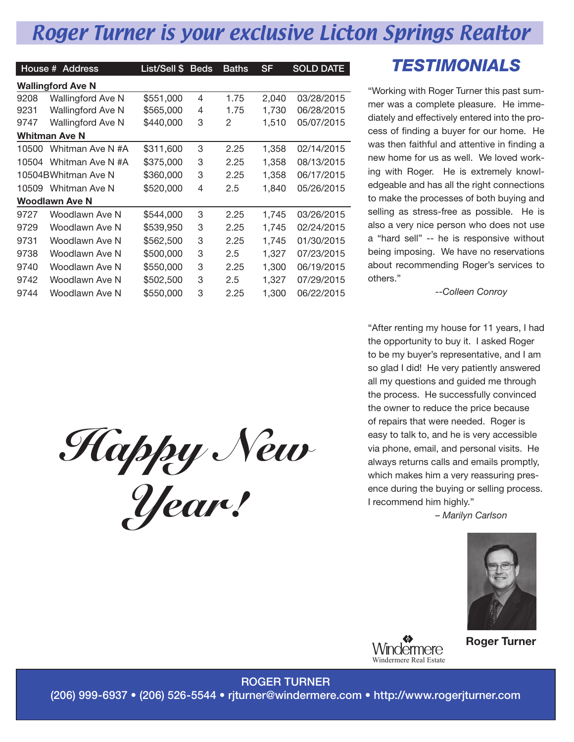# Roger Turner is your exclusive Licton Springs Realtor

| House # | Address | List/Sell $ | Beds | Baths | SF | SOLD DATE |
|---|---|---|---|---|---|---|
| **Wallingford Ave N** | | | | | | |
| 9208 | Wallingford Ave N | $551,000 | 4 | 1.75 | 2,040 | 03/28/2015 |
| 9231 | Wallingford Ave N | $565,000 | 4 | 1.75 | 1,730 | 06/28/2015 |
| 9747 | Wallingford Ave N | $440,000 | 3 | 2 | 1,510 | 05/07/2015 |
| **Whitman Ave N** | | | | | | |
| 10500 | Whitman Ave N #A | $311,600 | 3 | 2.25 | 1,358 | 02/14/2015 |
| 10504 | Whitman Ave N #A | $375,000 | 3 | 2.25 | 1,358 | 08/13/2015 |
| 10504B | Whitman Ave N | $360,000 | 3 | 2.25 | 1,358 | 06/17/2015 |
| 10509 | Whitman Ave N | $520,000 | 4 | 2.5 | 1,840 | 05/26/2015 |
| **Woodlawn Ave N** | | | | | | |
| 9727 | Woodlawn Ave N | $544,000 | 3 | 2.25 | 1,745 | 03/26/2015 |
| 9729 | Woodlawn Ave N | $539,950 | 3 | 2.25 | 1,745 | 02/24/2015 |
| 9731 | Woodlawn Ave N | $562,500 | 3 | 2.25 | 1,745 | 01/30/2015 |
| 9738 | Woodlawn Ave N | $500,000 | 3 | 2.5 | 1,327 | 07/23/2015 |
| 9740 | Woodlawn Ave N | $550,000 | 3 | 2.25 | 1,300 | 06/19/2015 |
| 9742 | Woodlawn Ave N | $502,500 | 3 | 2.5 | 1,327 | 07/29/2015 |
| 9744 | Woodlawn Ave N | $550,000 | 3 | 2.25 | 1,300 | 06/22/2015 |

*Happy New Year!*

## TESTIMONIALS

"Working with Roger Turner this past summer was a complete pleasure. He immediately and effectively entered into the process of finding a buyer for our home. He was then faithful and attentive in finding a new home for us as well. We loved working with Roger. He is extremely knowledgeable and has all the right connections to make the processes of both buying and selling as stress-free as possible. He is also a very nice person who does not use a "hard sell" -- he is responsive without being imposing. We have no reservations about recommending Roger's services to others."

*--Colleen Conroy*

"After renting my house for 11 years, I had the opportunity to buy it. I asked Roger to be my buyer's representative, and I am so glad I did! He very patiently answered all my questions and guided me through the process. He successfully convinced the owner to reduce the price because of repairs that were needed. Roger is easy to talk to, and he is very accessible via phone, email, and personal visits. He always returns calls and emails promptly, which makes him a very reassuring presence during the buying or selling process. I recommend him highly."

*– Marilyn Carlson*

**Roger Turner**

Windermere
Windermere Real Estate

**ROGER TURNER**
**(206) 999-6937 • (206) 526-5544 • rjturner@windermere.com • http://www.rogerjturner.com**